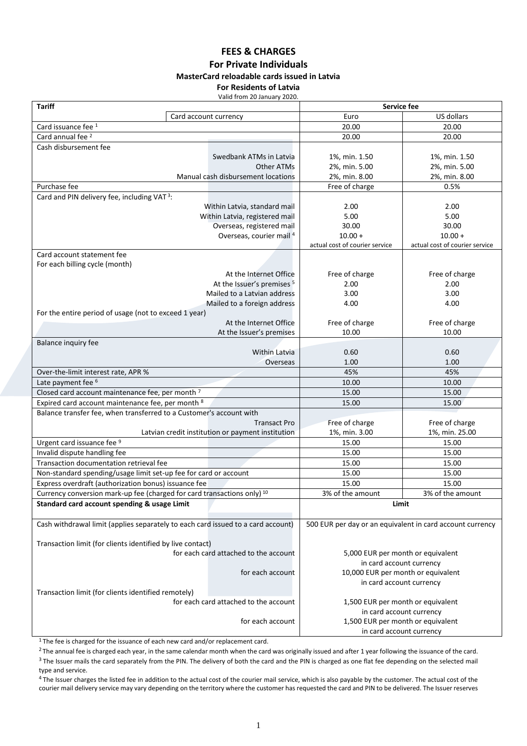# FEES & CHARGES

## For Private Individuals

### MasterCard reloadable cards issued in Latvia

**For Residents of Latvia**

Valid from 20 January 2020.

| Tariff | | Service fee | |
|---|---|---|---|
| | Card account currency | Euro | US dollars |
| Card issuance fee [1] | | 20.00 | 20.00 |
| Card annual fee [2] | | 20.00 | 20.00 |
| Cash disbursement fee | | | |
| | Swedbank ATMs in Latvia | 1%, min. 1.50 | 1%, min. 1.50 |
| | Other ATMs | 2%, min. 5.00 | 2%, min. 5.00 |
| | Manual cash disbursement locations | 2%, min. 8.00 | 2%, min. 8.00 |
| Purchase fee | | Free of charge | 0.5% |
| Card and PIN delivery fee, including VAT [3]: | | | |
| | Within Latvia, standard mail | 2.00 | 2.00 |
| | Within Latvia, registered mail | 5.00 | 5.00 |
| | Overseas, registered mail | 30.00 | 30.00 |
| | Overseas, courier mail [4] | 10.00 + actual cost of courier service | 10.00 + actual cost of courier service |
| Card account statement fee | | | |
| For each billing cycle (month) | | | |
| | At the Internet Office | Free of charge | Free of charge |
| | At the Issuer's premises [5] | 2.00 | 2.00 |
| | Mailed to a Latvian address | 3.00 | 3.00 |
| | Mailed to a foreign address | 4.00 | 4.00 |
| For the entire period of usage (not to exceed 1 year) | | | |
| | At the Internet Office | Free of charge | Free of charge |
| | At the Issuer's premises | 10.00 | 10.00 |
| Balance inquiry fee | | | |
| | Within Latvia | 0.60 | 0.60 |
| | Overseas | 1.00 | 1.00 |
| Over-the-limit interest rate, APR % | | 45% | 45% |
| Late payment fee [6] | | 10.00 | 10.00 |
| Closed card account maintenance fee, per month [7] | | 15.00 | 15.00 |
| Expired card account maintenance fee, per month [8] | | 15.00 | 15.00 |
| Balance transfer fee, when transferred to a Customer's account with | | | |
| | Transact Pro | Free of charge | Free of charge |
| | Latvian credit institution or payment institution | 1%, min. 3.00 | 1%, min. 25.00 |
| Urgent card issuance fee [9] | | 15.00 | 15.00 |
| Invalid dispute handling fee | | 15.00 | 15.00 |
| Transaction documentation retrieval fee | | 15.00 | 15.00 |
| Non-standard spending/usage limit set-up fee for card or account | | 15.00 | 15.00 |
| Express overdraft (authorization bonus) issuance fee | | 15.00 | 15.00 |
| Currency conversion mark-up fee (charged for card transactions only) [10] | | 3% of the amount | 3% of the amount |
| **Standard card account spending & usage Limit** | | **Limit** | |
| Cash withdrawal limit (applies separately to each card issued to a card account) | | 500 EUR per day or an equivalent in card account currency | |
| Transaction limit (for clients identified by live contact) | | | |
| | for each card attached to the account | 5,000 EUR per month or equivalent in card account currency | |
| | for each account | 10,000 EUR per month or equivalent in card account currency | |
| Transaction limit (for clients identified remotely) | | | |
| | for each card attached to the account | 1,500 EUR per month or equivalent in card account currency | |
| | for each account | 1,500 EUR per month or equivalent in card account currency | |

[1] The fee is charged for the issuance of each new card and/or replacement card.

[2] The annual fee is charged each year, in the same calendar month when the card was originally issued and after 1 year following the issuance of the card.

[3] The Issuer mails the card separately from the PIN. The delivery of both the card and the PIN is charged as one flat fee depending on the selected mail type and service.

[4] The Issuer charges the listed fee in addition to the actual cost of the courier mail service, which is also payable by the customer. The actual cost of the courier mail delivery service may vary depending on the territory where the customer has requested the card and PIN to be delivered. The Issuer reserves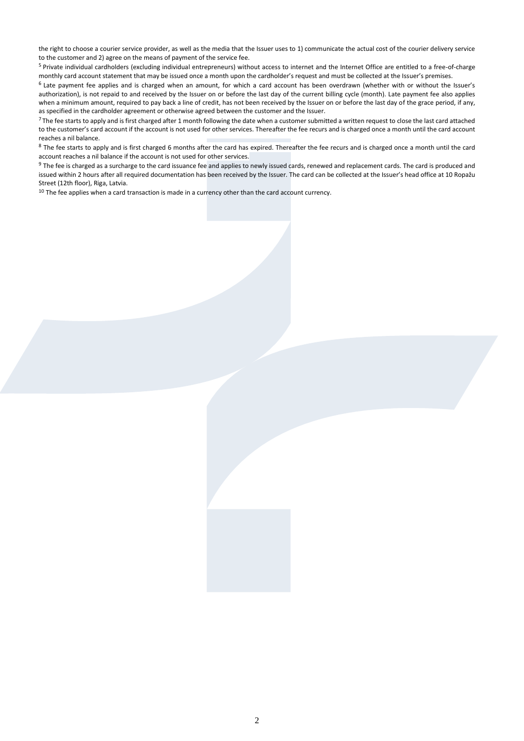the right to choose a courier service provider, as well as the media that the Issuer uses to 1) communicate the actual cost of the courier delivery service to the customer and 2) agree on the means of payment of the service fee.

[5] Private individual cardholders (excluding individual entrepreneurs) without access to internet and the Internet Office are entitled to a free-of-charge monthly card account statement that may be issued once a month upon the cardholder's request and must be collected at the Issuer's premises.

[6] Late payment fee applies and is charged when an amount, for which a card account has been overdrawn (whether with or without the Issuer's authorization), is not repaid to and received by the Issuer on or before the last day of the current billing cycle (month). Late payment fee also applies when a minimum amount, required to pay back a line of credit, has not been received by the Issuer on or before the last day of the grace period, if any, as specified in the cardholder agreement or otherwise agreed between the customer and the Issuer.

[7] The fee starts to apply and is first charged after 1 month following the date when a customer submitted a written request to close the last card attached to the customer's card account if the account is not used for other services. Thereafter the fee recurs and is charged once a month until the card account reaches a nil balance.

[8] The fee starts to apply and is first charged 6 months after the card has expired. Thereafter the fee recurs and is charged once a month until the card account reaches a nil balance if the account is not used for other services.

[9] The fee is charged as a surcharge to the card issuance fee and applies to newly issued cards, renewed and replacement cards. The card is produced and issued within 2 hours after all required documentation has been received by the Issuer. The card can be collected at the Issuer's head office at 10 Ropažu Street (12th floor), Riga, Latvia.

[10] The fee applies when a card transaction is made in a currency other than the card account currency.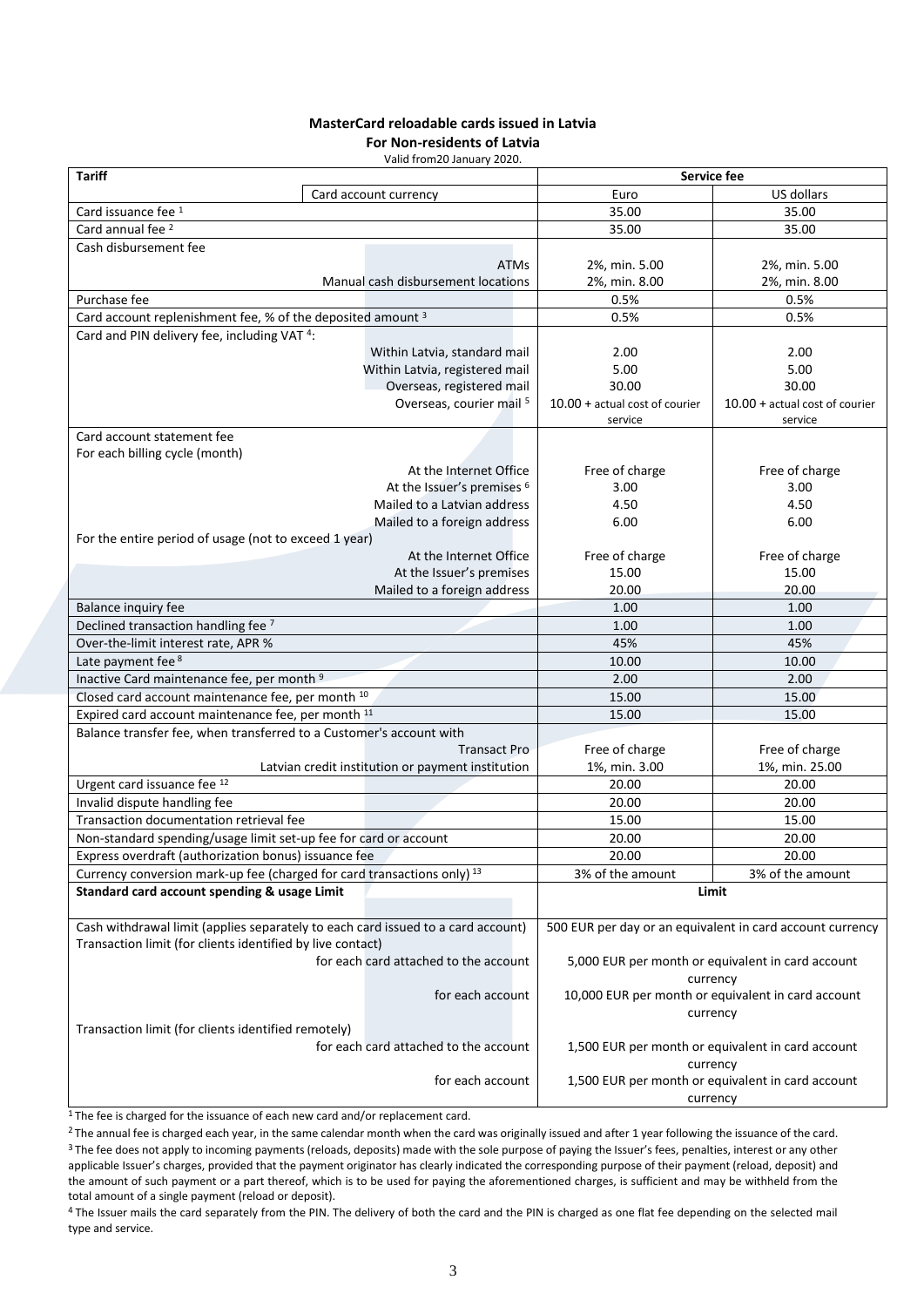**MasterCard reloadable cards issued in Latvia**

**For Non-residents of Latvia**

Valid from20 January 2020.

| Tariff | | Service fee | |
|---|---|---|---|
| | Card account currency | Euro | US dollars |
| Card issuance fee [1] | | 35.00 | 35.00 |
| Card annual fee [2] | | 35.00 | 35.00 |
| Cash disbursement fee | | | |
| | ATMs | 2%, min. 5.00 | 2%, min. 5.00 |
| | Manual cash disbursement locations | 2%, min. 8.00 | 2%, min. 8.00 |
| Purchase fee | | 0.5% | 0.5% |
| Card account replenishment fee, % of the deposited amount [3] | | 0.5% | 0.5% |
| Card and PIN delivery fee, including VAT [4]: | | | |
| | Within Latvia, standard mail | 2.00 | 2.00 |
| | Within Latvia, registered mail | 5.00 | 5.00 |
| | Overseas, registered mail | 30.00 | 30.00 |
| | Overseas, courier mail [5] | 10.00 + actual cost of courier service | 10.00 + actual cost of courier service |
| Card account statement fee | | | |
| For each billing cycle (month) | | | |
| | At the Internet Office | Free of charge | Free of charge |
| | At the Issuer's premises [6] | 3.00 | 3.00 |
| | Mailed to a Latvian address | 4.50 | 4.50 |
| | Mailed to a foreign address | 6.00 | 6.00 |
| For the entire period of usage (not to exceed 1 year) | | | |
| | At the Internet Office | Free of charge | Free of charge |
| | At the Issuer's premises | 15.00 | 15.00 |
| | Mailed to a foreign address | 20.00 | 20.00 |
| Balance inquiry fee | | 1.00 | 1.00 |
| Declined transaction handling fee [7] | | 1.00 | 1.00 |
| Over-the-limit interest rate, APR % | | 45% | 45% |
| Late payment fee [8] | | 10.00 | 10.00 |
| Inactive Card maintenance fee, per month [9] | | 2.00 | 2.00 |
| Closed card account maintenance fee, per month [10] | | 15.00 | 15.00 |
| Expired card account maintenance fee, per month [11] | | 15.00 | 15.00 |
| Balance transfer fee, when transferred to a Customer's account with | | | |
| | Transact Pro | Free of charge | Free of charge |
| | Latvian credit institution or payment institution | 1%, min. 3.00 | 1%, min. 25.00 |
| Urgent card issuance fee [12] | | 20.00 | 20.00 |
| Invalid dispute handling fee | | 20.00 | 20.00 |
| Transaction documentation retrieval fee | | 15.00 | 15.00 |
| Non-standard spending/usage limit set-up fee for card or account | | 20.00 | 20.00 |
| Express overdraft (authorization bonus) issuance fee | | 20.00 | 20.00 |
| Currency conversion mark-up fee (charged for card transactions only) [13] | | 3% of the amount | 3% of the amount |
| **Standard card account spending & usage Limit** | | **Limit** | |
| Cash withdrawal limit (applies separately to each card issued to a card account) | | 500 EUR per day or an equivalent in card account currency | |
| Transaction limit (for clients identified by live contact) | | | |
| | for each card attached to the account | 5,000 EUR per month or equivalent in card account currency | |
| | for each account | 10,000 EUR per month or equivalent in card account currency | |
| Transaction limit (for clients identified remotely) | | | |
| | for each card attached to the account | 1,500 EUR per month or equivalent in card account currency | |
| | for each account | 1,500 EUR per month or equivalent in card account currency | |

[1] The fee is charged for the issuance of each new card and/or replacement card.

[2] The annual fee is charged each year, in the same calendar month when the card was originally issued and after 1 year following the issuance of the card.

[3] The fee does not apply to incoming payments (reloads, deposits) made with the sole purpose of paying the Issuer's fees, penalties, interest or any other applicable Issuer's charges, provided that the payment originator has clearly indicated the corresponding purpose of their payment (reload, deposit) and the amount of such payment or a part thereof, which is to be used for paying the aforementioned charges, is sufficient and may be withheld from the total amount of a single payment (reload or deposit).

[4] The Issuer mails the card separately from the PIN. The delivery of both the card and the PIN is charged as one flat fee depending on the selected mail type and service.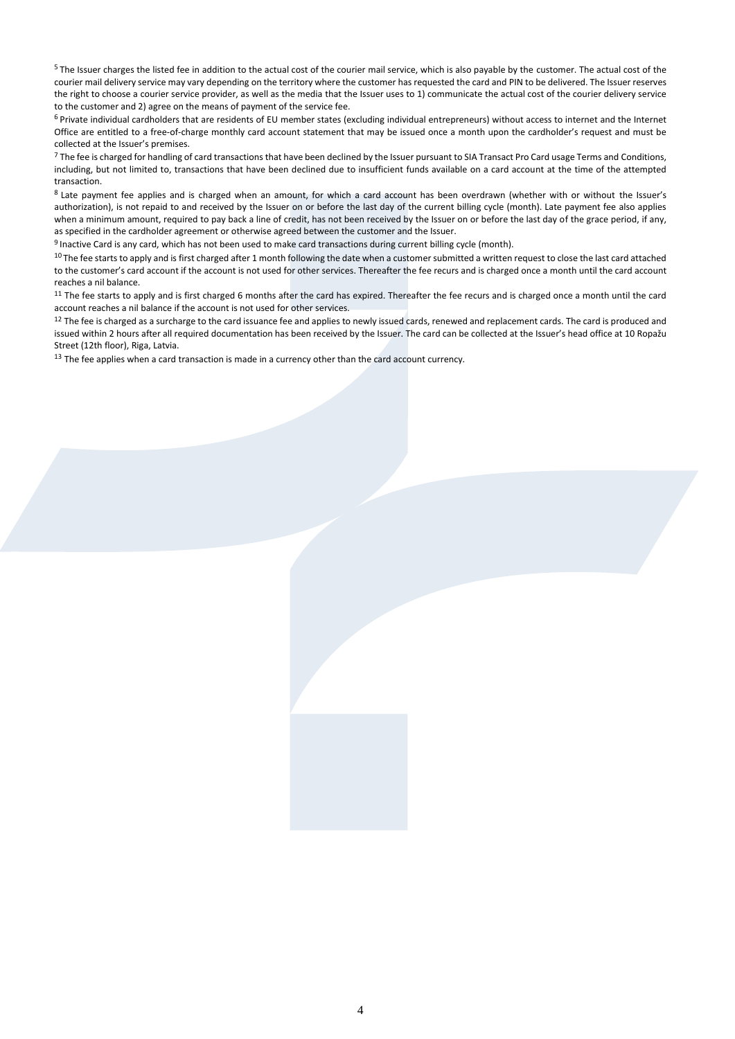[5] The Issuer charges the listed fee in addition to the actual cost of the courier mail service, which is also payable by the customer. The actual cost of the courier mail delivery service may vary depending on the territory where the customer has requested the card and PIN to be delivered. The Issuer reserves the right to choose a courier service provider, as well as the media that the Issuer uses to 1) communicate the actual cost of the courier delivery service to the customer and 2) agree on the means of payment of the service fee.

[6] Private individual cardholders that are residents of EU member states (excluding individual entrepreneurs) without access to internet and the Internet Office are entitled to a free-of-charge monthly card account statement that may be issued once a month upon the cardholder's request and must be collected at the Issuer's premises.

[7] The fee is charged for handling of card transactions that have been declined by the Issuer pursuant to SIA Transact Pro Card usage Terms and Conditions, including, but not limited to, transactions that have been declined due to insufficient funds available on a card account at the time of the attempted transaction.

[8] Late payment fee applies and is charged when an amount, for which a card account has been overdrawn (whether with or without the Issuer's authorization), is not repaid to and received by the Issuer on or before the last day of the current billing cycle (month). Late payment fee also applies when a minimum amount, required to pay back a line of credit, has not been received by the Issuer on or before the last day of the grace period, if any, as specified in the cardholder agreement or otherwise agreed between the customer and the Issuer.

[9] Inactive Card is any card, which has not been used to make card transactions during current billing cycle (month).

[10] The fee starts to apply and is first charged after 1 month following the date when a customer submitted a written request to close the last card attached to the customer's card account if the account is not used for other services. Thereafter the fee recurs and is charged once a month until the card account reaches a nil balance.

[11] The fee starts to apply and is first charged 6 months after the card has expired. Thereafter the fee recurs and is charged once a month until the card account reaches a nil balance if the account is not used for other services.

[12] The fee is charged as a surcharge to the card issuance fee and applies to newly issued cards, renewed and replacement cards. The card is produced and issued within 2 hours after all required documentation has been received by the Issuer. The card can be collected at the Issuer's head office at 10 Ropažu Street (12th floor), Riga, Latvia.

[13] The fee applies when a card transaction is made in a currency other than the card account currency.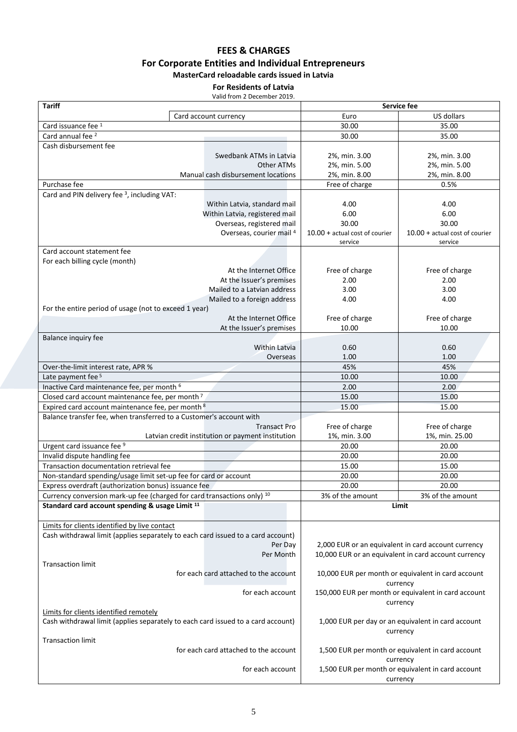# FEES & CHARGES

## For Corporate Entities and Individual Entrepreneurs

### MasterCard reloadable cards issued in Latvia

#### For Residents of Latvia

Valid from 2 December 2019.

| Tariff | | Service fee | |
|---|---|---|---|
| | Card account currency | Euro | US dollars |
| Card issuance fee [1] | | 30.00 | 35.00 |
| Card annual fee [2] | | 30.00 | 35.00 |
| Cash disbursement fee | | | |
| | Swedbank ATMs in Latvia | 2%, min. 3.00 | 2%, min. 3.00 |
| | Other ATMs | 2%, min. 5.00 | 2%, min. 5.00 |
| | Manual cash disbursement locations | 2%, min. 8.00 | 2%, min. 8.00 |
| Purchase fee | | Free of charge | 0.5% |
| Card and PIN delivery fee [3], including VAT: | | | |
| | Within Latvia, standard mail | 4.00 | 4.00 |
| | Within Latvia, registered mail | 6.00 | 6.00 |
| | Overseas, registered mail | 30.00 | 30.00 |
| | Overseas, courier mail [4] | 10.00 + actual cost of courier service | 10.00 + actual cost of courier service |
| Card account statement fee | | | |
| For each billing cycle (month) | | | |
| | At the Internet Office | Free of charge | Free of charge |
| | At the Issuer's premises | 2.00 | 2.00 |
| | Mailed to a Latvian address | 3.00 | 3.00 |
| | Mailed to a foreign address | 4.00 | 4.00 |
| For the entire period of usage (not to exceed 1 year) | | | |
| | At the Internet Office | Free of charge | Free of charge |
| | At the Issuer's premises | 10.00 | 10.00 |
| Balance inquiry fee | | | |
| | Within Latvia | 0.60 | 0.60 |
| | Overseas | 1.00 | 1.00 |
| Over-the-limit interest rate, APR % | | 45% | 45% |
| Late payment fee [5] | | 10.00 | 10.00 |
| Inactive Card maintenance fee, per month [6] | | 2.00 | 2.00 |
| Closed card account maintenance fee, per month [7] | | 15.00 | 15.00 |
| Expired card account maintenance fee, per month [8] | | 15.00 | 15.00 |
| Balance transfer fee, when transferred to a Customer's account with | | | |
| | Transact Pro | Free of charge | Free of charge |
| | Latvian credit institution or payment institution | 1%, min. 3.00 | 1%, min. 25.00 |
| Urgent card issuance fee [9] | | 20.00 | 20.00 |
| Invalid dispute handling fee | | 20.00 | 20.00 |
| Transaction documentation retrieval fee | | 15.00 | 15.00 |
| Non-standard spending/usage limit set-up fee for card or account | | 20.00 | 20.00 |
| Express overdraft (authorization bonus) issuance fee | | 20.00 | 20.00 |
| Currency conversion mark-up fee (charged for card transactions only) [10] | | 3% of the amount | 3% of the amount |
| **Standard card account spending & usage Limit [11]** | | **Limit** | |
| Limits for clients identified by live contact | | | |
| Cash withdrawal limit (applies separately to each card issued to a card account) | | | |
| | Per Day | 2,000 EUR or an equivalent in card account currency | |
| | Per Month | 10,000 EUR or an equivalent in card account currency | |
| Transaction limit | | | |
| | for each card attached to the account | 10,000 EUR per month or equivalent in card account currency | |
| | for each account | 150,000 EUR per month or equivalent in card account currency | |
| Limits for clients identified remotely | | | |
| Cash withdrawal limit (applies separately to each card issued to a card account) | | 1,000 EUR per day or an equivalent in card account currency | |
| Transaction limit | | | |
| | for each card attached to the account | 1,500 EUR per month or equivalent in card account currency | |
| | for each account | 1,500 EUR per month or equivalent in card account currency | |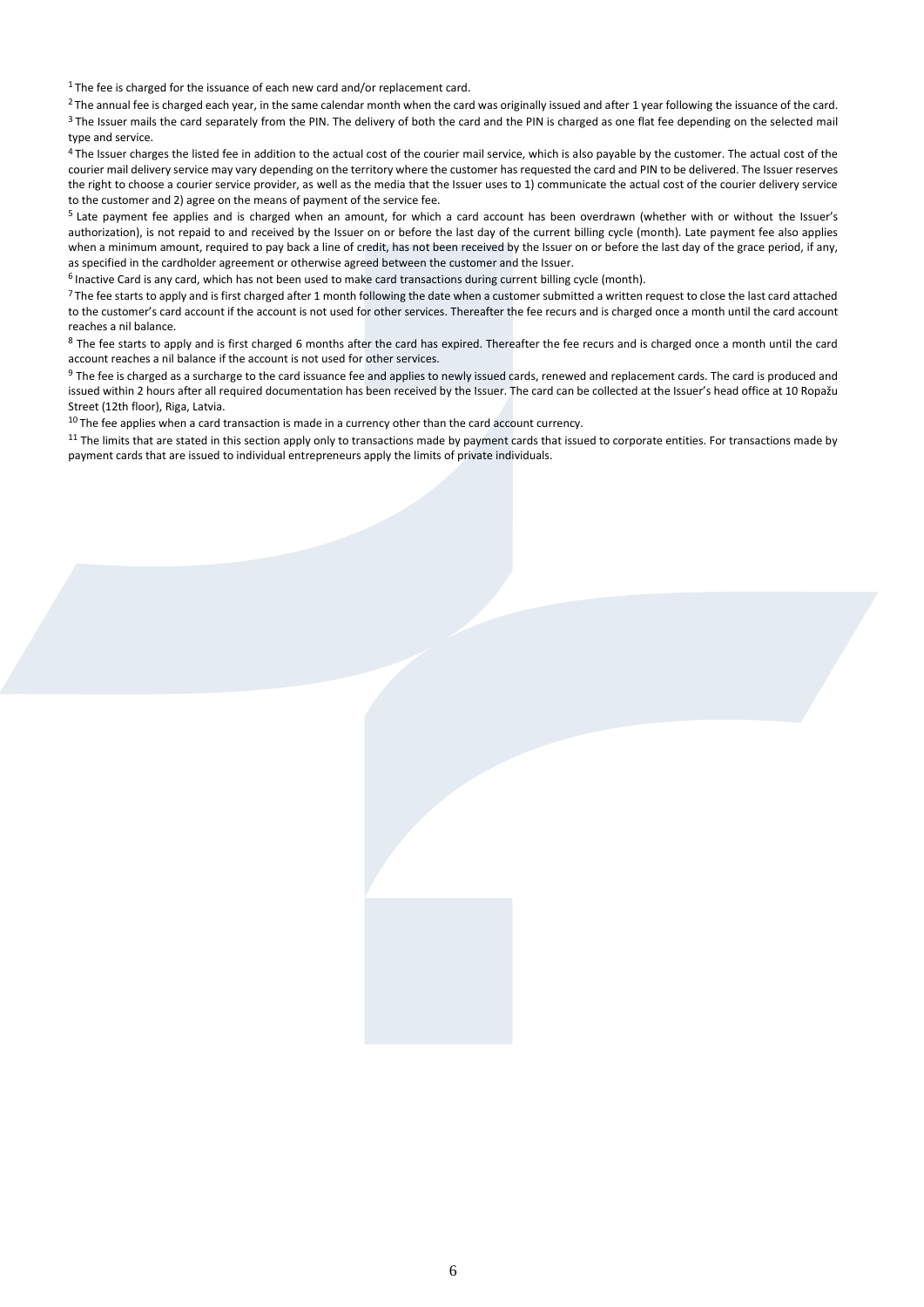[1] The fee is charged for the issuance of each new card and/or replacement card.

[2] The annual fee is charged each year, in the same calendar month when the card was originally issued and after 1 year following the issuance of the card.

[3] The Issuer mails the card separately from the PIN. The delivery of both the card and the PIN is charged as one flat fee depending on the selected mail type and service.

[4] The Issuer charges the listed fee in addition to the actual cost of the courier mail service, which is also payable by the customer. The actual cost of the courier mail delivery service may vary depending on the territory where the customer has requested the card and PIN to be delivered. The Issuer reserves the right to choose a courier service provider, as well as the media that the Issuer uses to 1) communicate the actual cost of the courier delivery service to the customer and 2) agree on the means of payment of the service fee.

[5] Late payment fee applies and is charged when an amount, for which a card account has been overdrawn (whether with or without the Issuer's authorization), is not repaid to and received by the Issuer on or before the last day of the current billing cycle (month). Late payment fee also applies when a minimum amount, required to pay back a line of credit, has not been received by the Issuer on or before the last day of the grace period, if any, as specified in the cardholder agreement or otherwise agreed between the customer and the Issuer.

[6] Inactive Card is any card, which has not been used to make card transactions during current billing cycle (month).

[7] The fee starts to apply and is first charged after 1 month following the date when a customer submitted a written request to close the last card attached to the customer's card account if the account is not used for other services. Thereafter the fee recurs and is charged once a month until the card account reaches a nil balance.

[8] The fee starts to apply and is first charged 6 months after the card has expired. Thereafter the fee recurs and is charged once a month until the card account reaches a nil balance if the account is not used for other services.

[9] The fee is charged as a surcharge to the card issuance fee and applies to newly issued cards, renewed and replacement cards. The card is produced and issued within 2 hours after all required documentation has been received by the Issuer. The card can be collected at the Issuer's head office at 10 Ropažu Street (12th floor), Riga, Latvia.

[10] The fee applies when a card transaction is made in a currency other than the card account currency.

[11] The limits that are stated in this section apply only to transactions made by payment cards that issued to corporate entities. For transactions made by payment cards that are issued to individual entrepreneurs apply the limits of private individuals.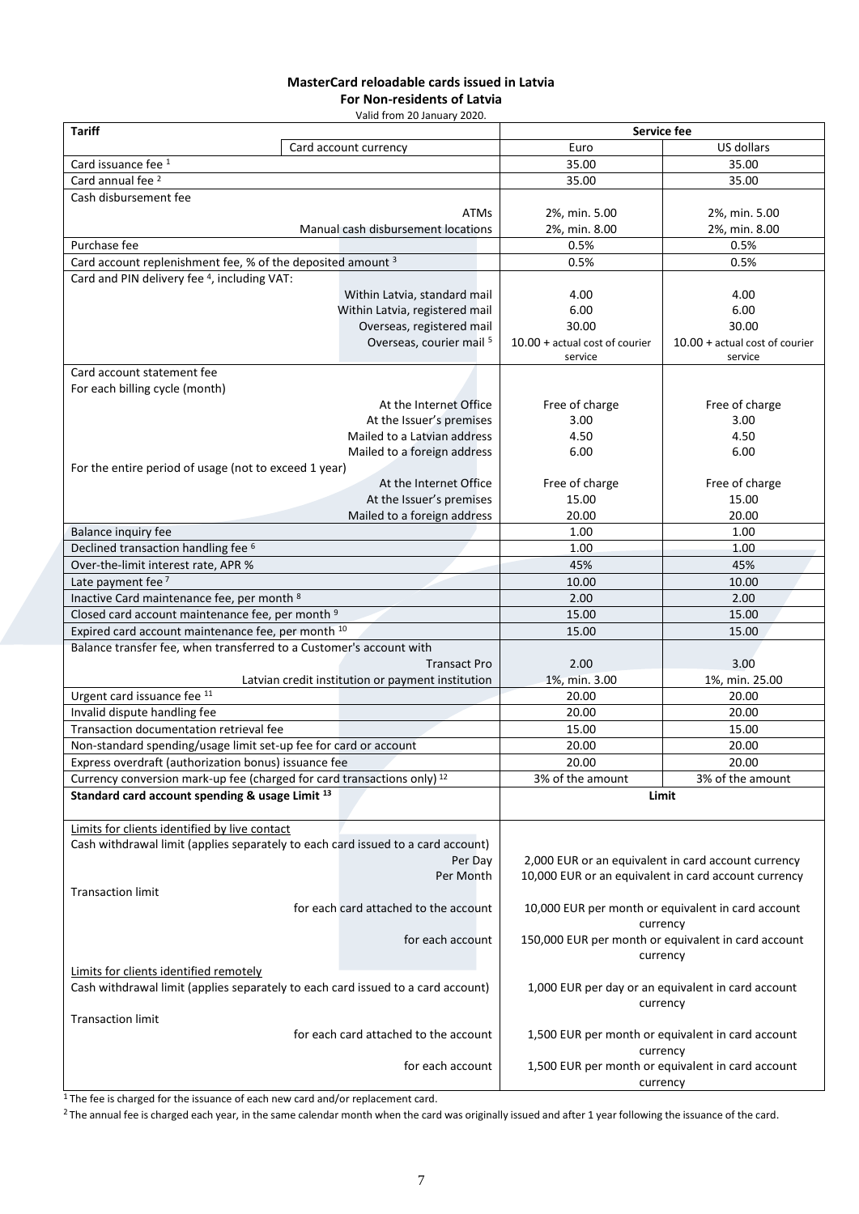**MasterCard reloadable cards issued in Latvia**

**For Non-residents of Latvia**

Valid from 20 January 2020.

| Tariff | Service fee | |
|---|---|---|
| Card account currency | Euro | US dollars |
| Card issuance fee [1] | 35.00 | 35.00 |
| Card annual fee [2] | 35.00 | 35.00 |
| Cash disbursement fee | | |
| ATMs | 2%, min. 5.00 | 2%, min. 5.00 |
| Manual cash disbursement locations | 2%, min. 8.00 | 2%, min. 8.00 |
| Purchase fee | 0.5% | 0.5% |
| Card account replenishment fee, % of the deposited amount [3] | 0.5% | 0.5% |
| Card and PIN delivery fee [4], including VAT: | | |
| Within Latvia, standard mail | 4.00 | 4.00 |
| Within Latvia, registered mail | 6.00 | 6.00 |
| Overseas, registered mail | 30.00 | 30.00 |
| Overseas, courier mail [5] | 10.00 + actual cost of courier service | 10.00 + actual cost of courier service |
| Card account statement fee | | |
| For each billing cycle (month) | | |
| At the Internet Office | Free of charge | Free of charge |
| At the Issuer's premises | 3.00 | 3.00 |
| Mailed to a Latvian address | 4.50 | 4.50 |
| Mailed to a foreign address | 6.00 | 6.00 |
| For the entire period of usage (not to exceed 1 year) | | |
| At the Internet Office | Free of charge | Free of charge |
| At the Issuer's premises | 15.00 | 15.00 |
| Mailed to a foreign address | 20.00 | 20.00 |
| Balance inquiry fee | 1.00 | 1.00 |
| Declined transaction handling fee [6] | 1.00 | 1.00 |
| Over-the-limit interest rate, APR % | 45% | 45% |
| Late payment fee [7] | 10.00 | 10.00 |
| Inactive Card maintenance fee, per month [8] | 2.00 | 2.00 |
| Closed card account maintenance fee, per month [9] | 15.00 | 15.00 |
| Expired card account maintenance fee, per month [10] | 15.00 | 15.00 |
| Balance transfer fee, when transferred to a Customer's account with | | |
| Transact Pro | 2.00 | 3.00 |
| Latvian credit institution or payment institution | 1%, min. 3.00 | 1%, min. 25.00 |
| Urgent card issuance fee [11] | 20.00 | 20.00 |
| Invalid dispute handling fee | 20.00 | 20.00 |
| Transaction documentation retrieval fee | 15.00 | 15.00 |
| Non-standard spending/usage limit set-up fee for card or account | 20.00 | 20.00 |
| Express overdraft (authorization bonus) issuance fee | 20.00 | 20.00 |
| Currency conversion mark-up fee (charged for card transactions only) [12] | 3% of the amount | 3% of the amount |
| **Standard card account spending & usage Limit [13]** | **Limit** | |
| Limits for clients identified by live contact | | |
| Cash withdrawal limit (applies separately to each card issued to a card account) | | |
| Per Day | 2,000 EUR or an equivalent in card account currency | |
| Per Month | 10,000 EUR or an equivalent in card account currency | |
| Transaction limit | | |
| for each card attached to the account | 10,000 EUR per month or equivalent in card account currency | |
| for each account | 150,000 EUR per month or equivalent in card account currency | |
| Limits for clients identified remotely | | |
| Cash withdrawal limit (applies separately to each card issued to a card account) | 1,000 EUR per day or an equivalent in card account currency | |
| Transaction limit | | |
| for each card attached to the account | 1,500 EUR per month or equivalent in card account currency | |
| for each account | 1,500 EUR per month or equivalent in card account currency | |

[1] The fee is charged for the issuance of each new card and/or replacement card.

[2] The annual fee is charged each year, in the same calendar month when the card was originally issued and after 1 year following the issuance of the card.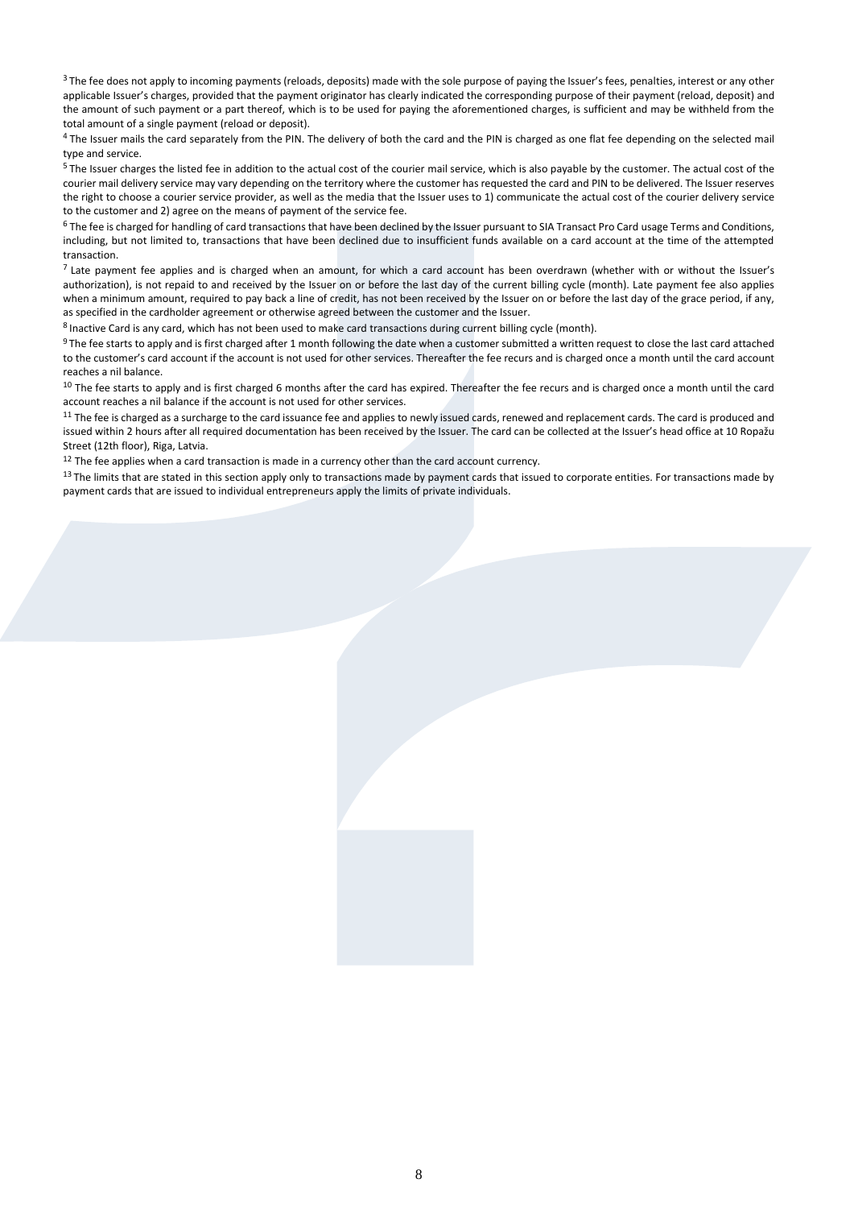[3] The fee does not apply to incoming payments (reloads, deposits) made with the sole purpose of paying the Issuer's fees, penalties, interest or any other applicable Issuer's charges, provided that the payment originator has clearly indicated the corresponding purpose of their payment (reload, deposit) and the amount of such payment or a part thereof, which is to be used for paying the aforementioned charges, is sufficient and may be withheld from the total amount of a single payment (reload or deposit).

[4] The Issuer mails the card separately from the PIN. The delivery of both the card and the PIN is charged as one flat fee depending on the selected mail type and service.

[5] The Issuer charges the listed fee in addition to the actual cost of the courier mail service, which is also payable by the customer. The actual cost of the courier mail delivery service may vary depending on the territory where the customer has requested the card and PIN to be delivered. The Issuer reserves the right to choose a courier service provider, as well as the media that the Issuer uses to 1) communicate the actual cost of the courier delivery service to the customer and 2) agree on the means of payment of the service fee.

[6] The fee is charged for handling of card transactions that have been declined by the Issuer pursuant to SIA Transact Pro Card usage Terms and Conditions, including, but not limited to, transactions that have been declined due to insufficient funds available on a card account at the time of the attempted transaction.

[7] Late payment fee applies and is charged when an amount, for which a card account has been overdrawn (whether with or without the Issuer's authorization), is not repaid to and received by the Issuer on or before the last day of the current billing cycle (month). Late payment fee also applies when a minimum amount, required to pay back a line of credit, has not been received by the Issuer on or before the last day of the grace period, if any, as specified in the cardholder agreement or otherwise agreed between the customer and the Issuer.

[8] Inactive Card is any card, which has not been used to make card transactions during current billing cycle (month).

[9] The fee starts to apply and is first charged after 1 month following the date when a customer submitted a written request to close the last card attached to the customer's card account if the account is not used for other services. Thereafter the fee recurs and is charged once a month until the card account reaches a nil balance.

[10] The fee starts to apply and is first charged 6 months after the card has expired. Thereafter the fee recurs and is charged once a month until the card account reaches a nil balance if the account is not used for other services.

[11] The fee is charged as a surcharge to the card issuance fee and applies to newly issued cards, renewed and replacement cards. The card is produced and issued within 2 hours after all required documentation has been received by the Issuer. The card can be collected at the Issuer's head office at 10 Ropažu Street (12th floor), Riga, Latvia.

[12] The fee applies when a card transaction is made in a currency other than the card account currency.

[13] The limits that are stated in this section apply only to transactions made by payment cards that issued to corporate entities. For transactions made by payment cards that are issued to individual entrepreneurs apply the limits of private individuals.